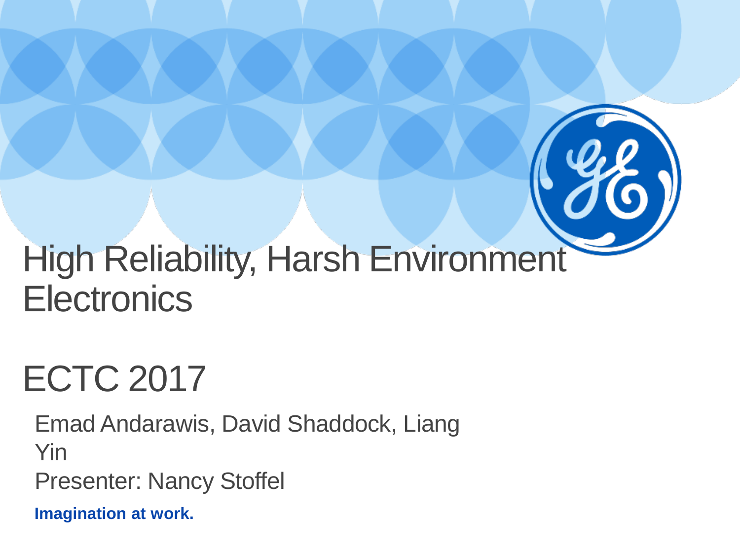# High Reliability, Harsh Environment Electronics

## ECTC 2017

Emad Andarawis, David Shaddock, Liang Yin

Presenter: Nancy Stoffel

**Imagination at work.**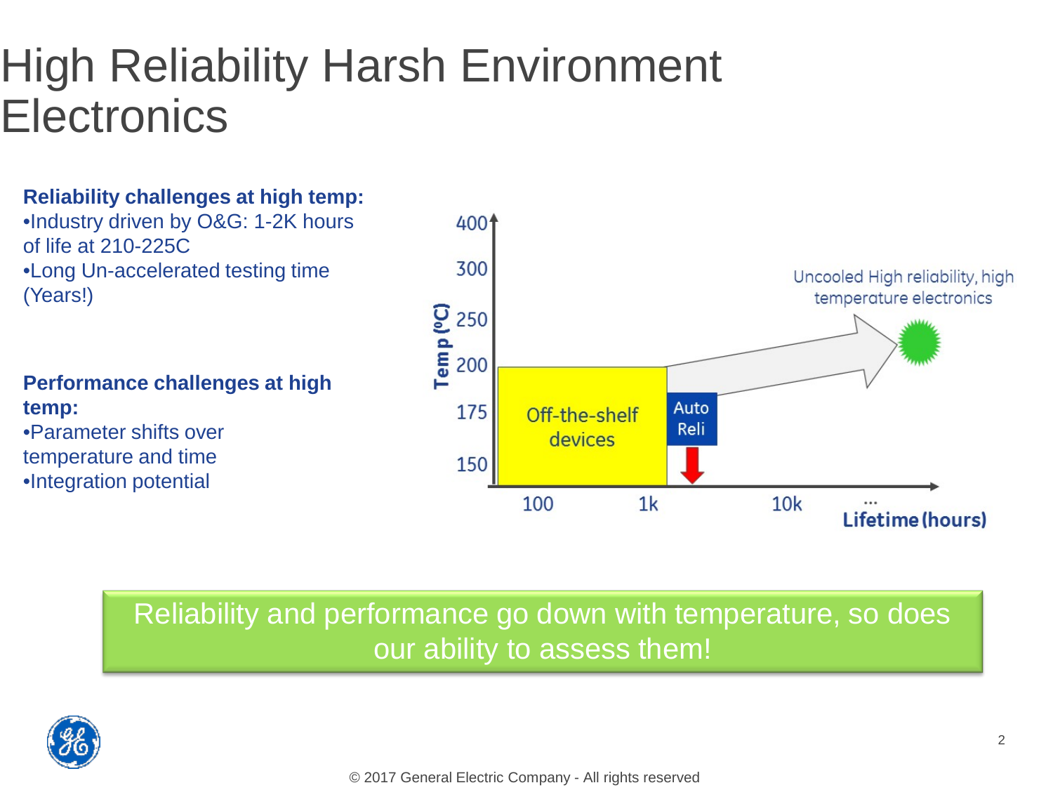# High Reliability Harsh Environment Electronics

**Reliability challenges at high temp:**

- Industry driven by O&G: 1-2K hours of life at 210-225C
- Long Un-accelerated testing time (Years!)

**Performance challenges at high temp:**

- Parameter shifts over temperature and time
- Integration potential

Temp (ºC)

400

300

250

200

175

150

100 1k 10k … Lifetime (hours)

Off-the-shelf devices

Auto Reli

Uncooled High reliability, high temperature electronics

Reliability and performance go down with temperature, so does our ability to assess them!

© 2017 General Electric Company - All rights reserved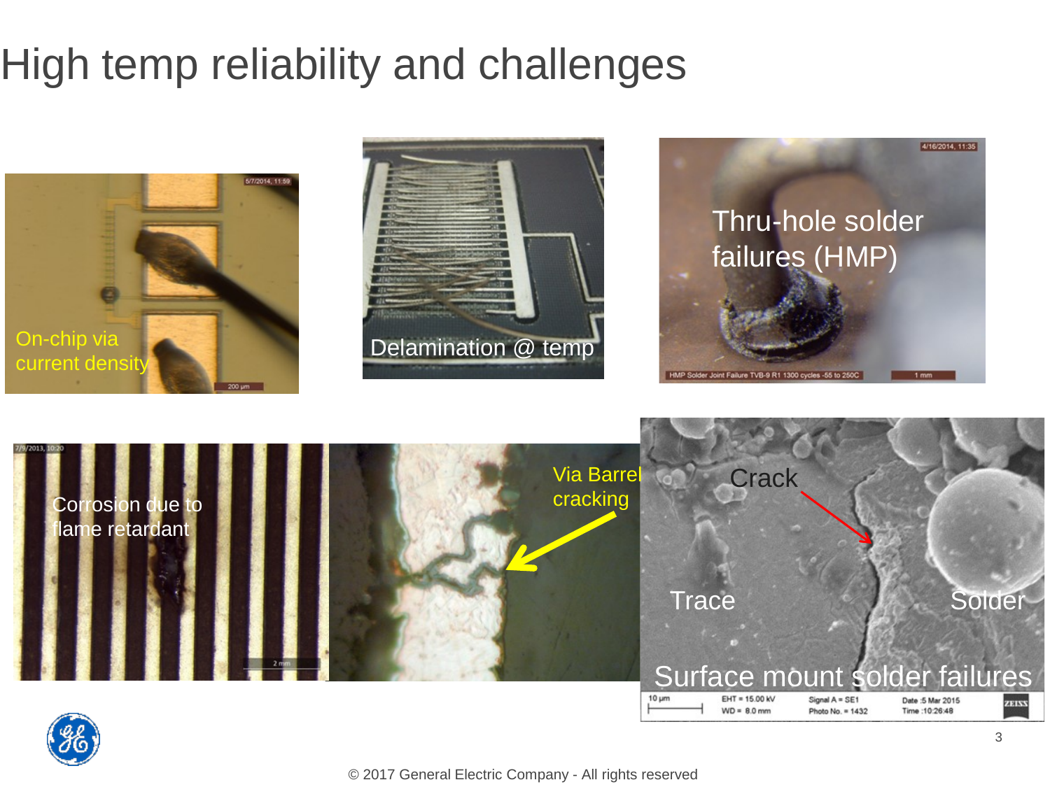# High temp reliability and challenges

On-chip via current density

Delamination @ temp

Thru-hole solder failures (HMP)

Corrosion due to flame retardant

Via Barrel cracking

Crack

Trace

Solder

Surface mount solder failures

© 2017 General Electric Company - All rights reserved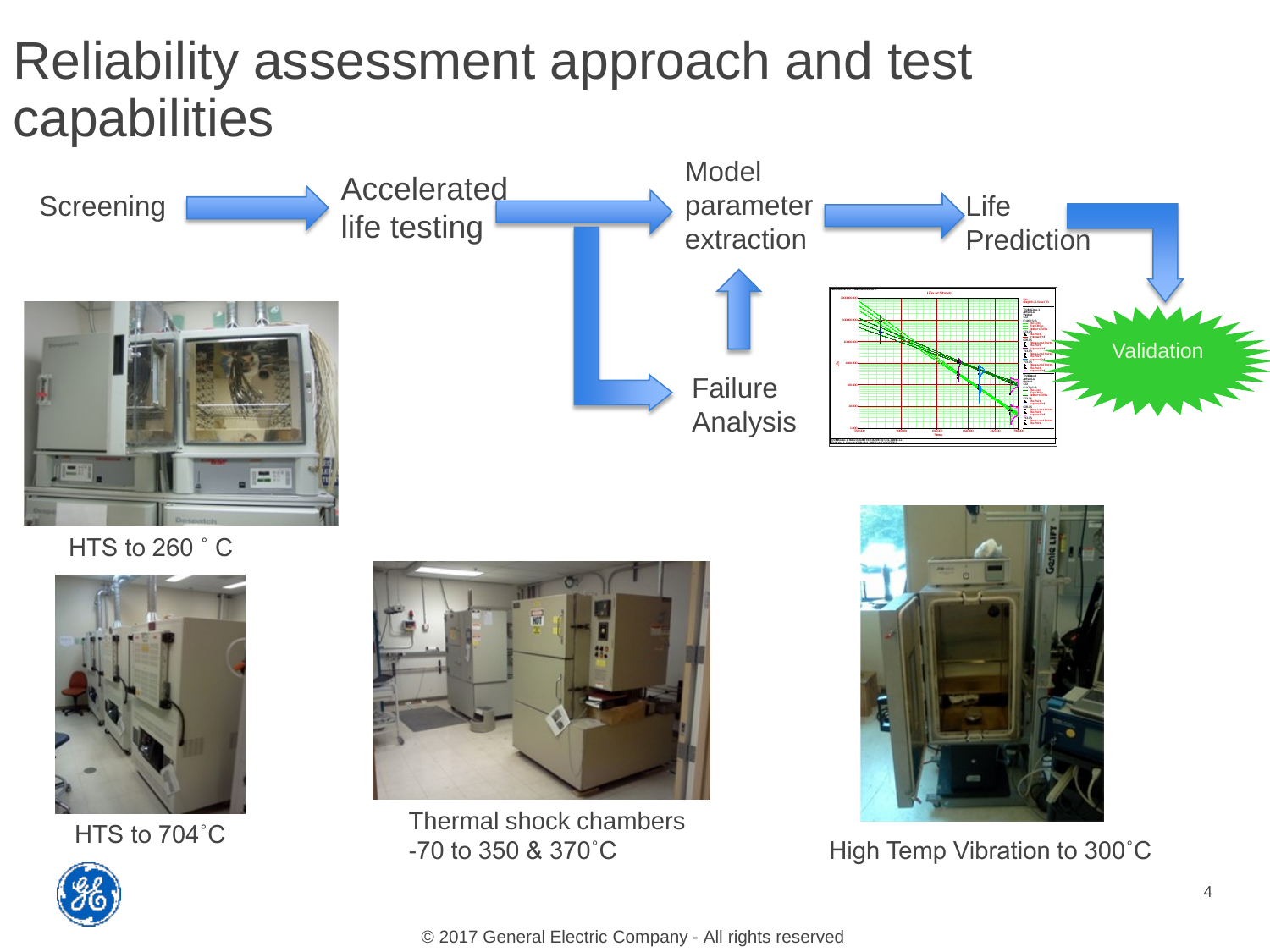# Reliability assessment approach and test capabilities

Screening → Accelerated life testing → Model parameter extraction → Life Prediction → Validation

Accelerated life testing → Failure Analysis → Model parameter extraction

HTS to 260 ˚ C

HTS to 704˚C

Thermal shock chambers
-70 to 350 & 370˚C

High Temp Vibration to 300˚C

© 2017 General Electric Company - All rights reserved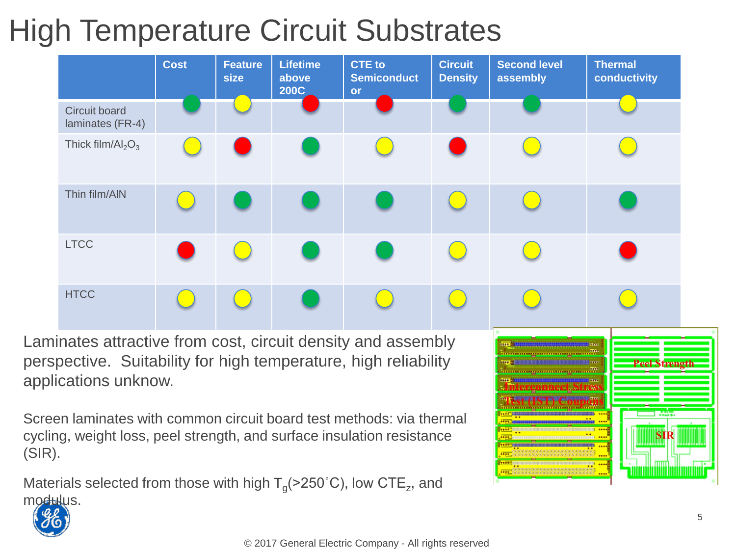# High Temperature Circuit Substrates

| | Cost | Feature size | Lifetime above 200C | CTE to Semiconductor | Circuit Density | Second level assembly | Thermal conductivity |
|---|---|---|---|---|---|---|---|
| Circuit board laminates (FR-4) | Green | Yellow | Red | Red | Green | Green | Yellow |
| Thick film/$Al_2O_3$ | Yellow | Red | Green | Yellow | Red | Yellow | Yellow |
| Thin film/AlN | Yellow | Green | Green | Green | Yellow | Yellow | Green |
| LTCC | Red | Yellow | Green | Green | Yellow | Yellow | Red |
| HTCC | Yellow | Yellow | Green | Yellow | Yellow | Yellow | Yellow |

Laminates attractive from cost, circuit density and assembly perspective. Suitability for high temperature, high reliability applications unknow.

Screen laminates with common circuit board test methods: via thermal cycling, weight loss, peel strength, and surface insulation resistance (SIR).

Materials selected from those with high $T_g$(>250˚C), low $CTE_z$, and modulus.

Peel Strength

Interconnect Stress Test (IST) Coupons

SIR

© 2017 General Electric Company - All rights reserved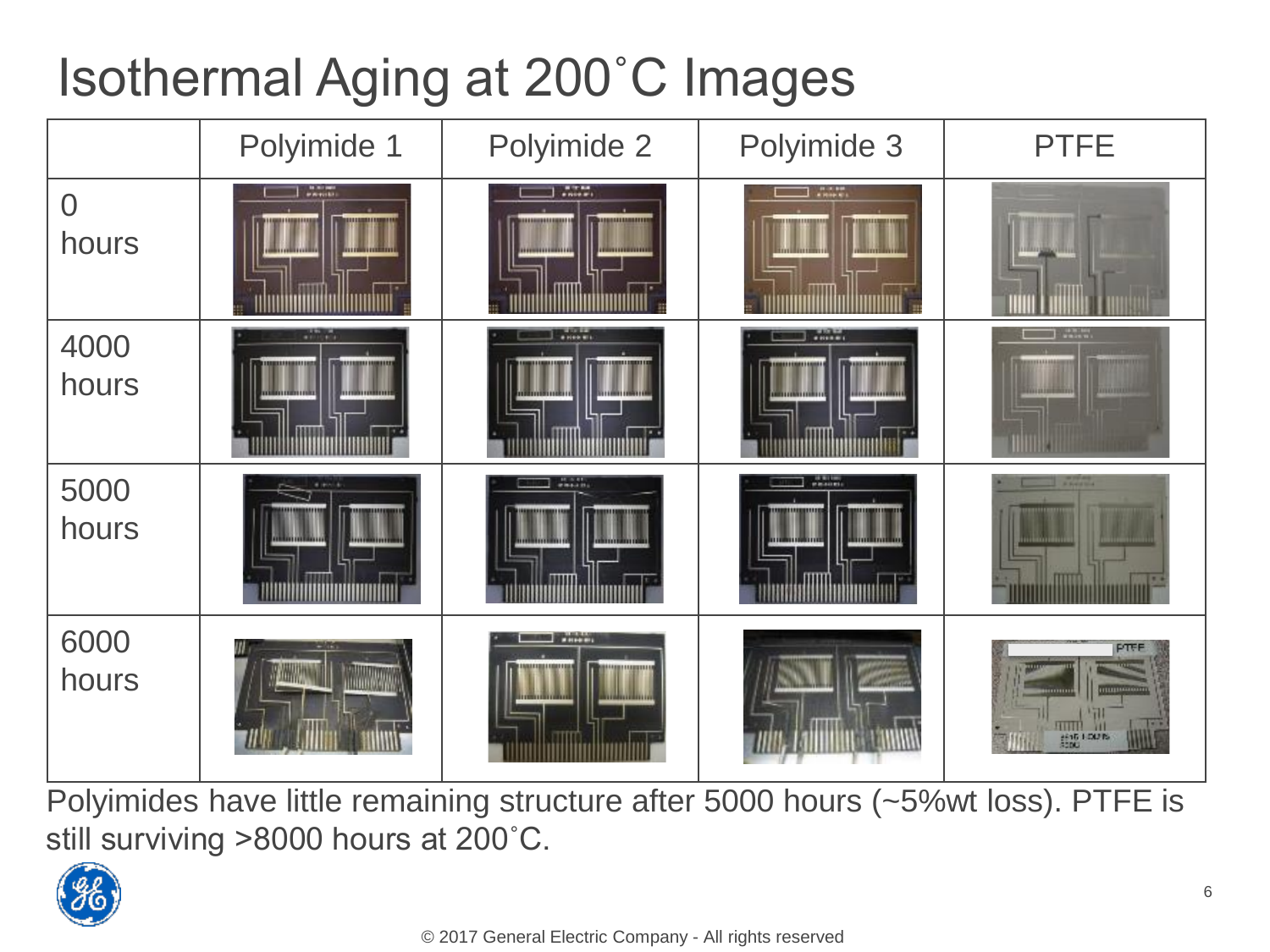# Isothermal Aging at 200˚C Images

| | Polyimide 1 | Polyimide 2 | Polyimide 3 | PTFE |
|---|---|---|---|---|
| 0 hours | | | | |
| 4000 hours | | | | |
| 5000 hours | | | | |
| 6000 hours | | | | |

Polyimides have little remaining structure after 5000 hours (~5%wt loss). PTFE is still surviving >8000 hours at 200˚C.

© 2017 General Electric Company - All rights reserved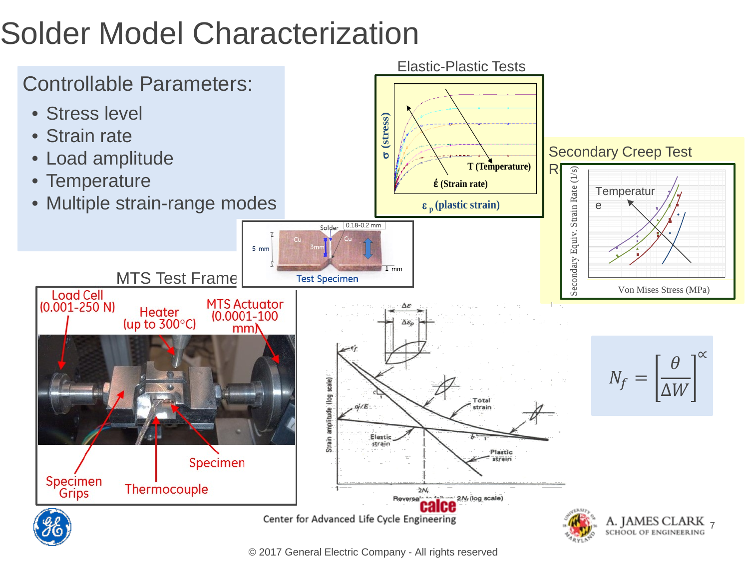# Solder Model Characterization

## Controllable Parameters:

- Stress level
- Strain rate
- Load amplitude
- Temperature
- Multiple strain-range modes

Elastic-Plastic Tests

σ (stress)

T (Temperature)

$\acute{\varepsilon}$ (Strain rate)

$\varepsilon_p$ (plastic strain)

Secondary Creep Test R

Secondary Equiv. Strain Rate (1/s)

Temperature

Von Mises Stress (MPa)

Solder 0.18-0.2 mm

Cu Cu 3mm 5 mm 1 mm

Test Specimen

MTS Test Frame

Load Cell (0.001-250 N)

Heater (up to 300°C)

MTS Actuator (0.0001-100 mm)

Specimen Grips

Thermocouple

Specimen

$\Delta\varepsilon$

$\Delta\varepsilon_p$

$\varepsilon_f'$

$\sigma_f'/E$

Total strain

Elastic strain

Plastic strain

Strain amplitude (log scale)

Reversals to failure, $2N_f$ (log scale)

$$N_f = \left[\frac{\theta}{\Delta W}\right]^{\propto}$$

calce

Center for Advanced Life Cycle Engineering

A. JAMES CLARK SCHOOL OF ENGINEERING

© 2017 General Electric Company - All rights reserved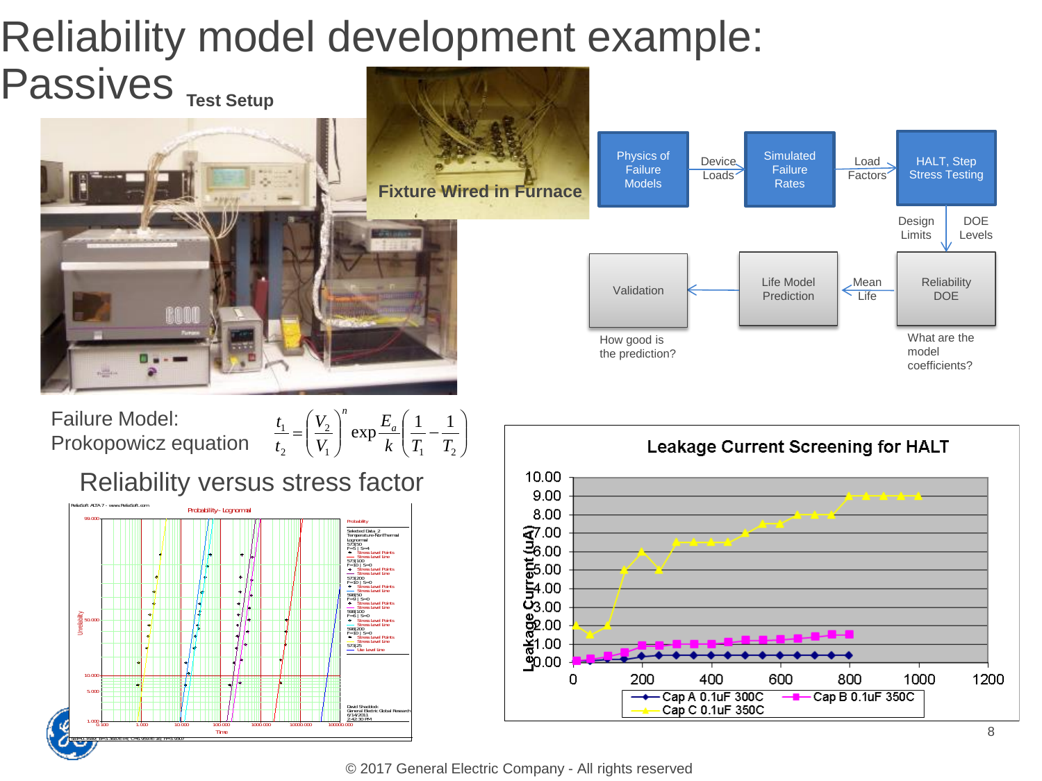# Reliability model development example: Passives

## Test Setup

Fixture Wired in Furnace

Physics of Failure Models → Device Loads → Simulated Failure Rates → Load Factors → HALT, Step Stress Testing → Design Limits / DOE Levels → Reliability DOE → Mean Life → Life Model Prediction → Validation

Reliability DOE: What are the model coefficients?

Validation: How good is the prediction?

Failure Model: Prokopowicz equation

$$\frac{t_1}{t_2} = \left(\frac{V_2}{V_1}\right)^n \exp\frac{E_a}{k}\left(\frac{1}{T_1} - \frac{1}{T_2}\right)$$

## Reliability versus stress factor

## Leakage Current Screening for HALT

Legend: Cap A 0.1uF 300C, Cap B 0.1uF 350C, Cap C 0.1uF 350C

© 2017 General Electric Company - All rights reserved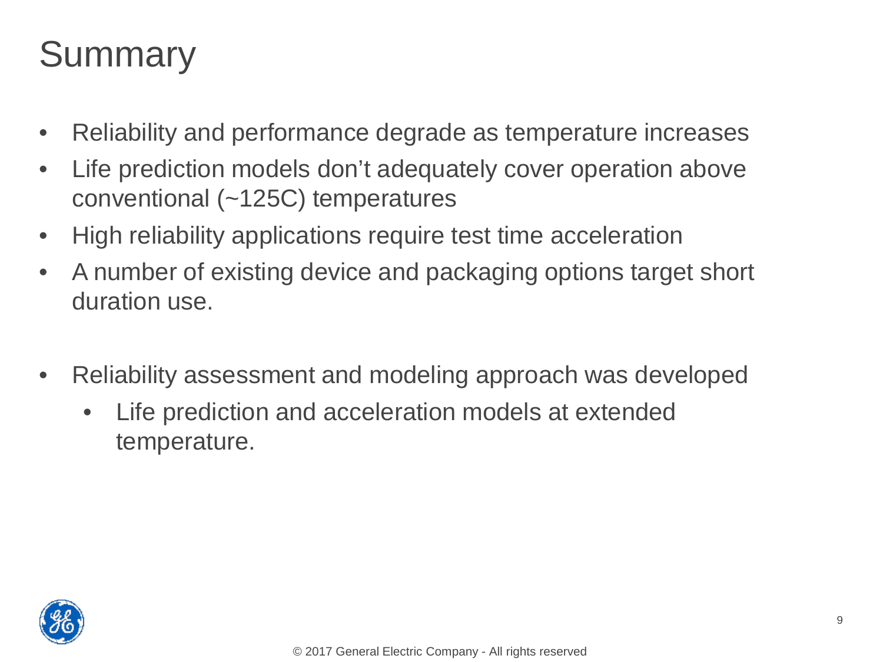# Summary

- Reliability and performance degrade as temperature increases
- Life prediction models don't adequately cover operation above conventional (~125C) temperatures
- High reliability applications require test time acceleration
- A number of existing device and packaging options target short duration use.

- Reliability assessment and modeling approach was developed
  - Life prediction and acceleration models at extended temperature.